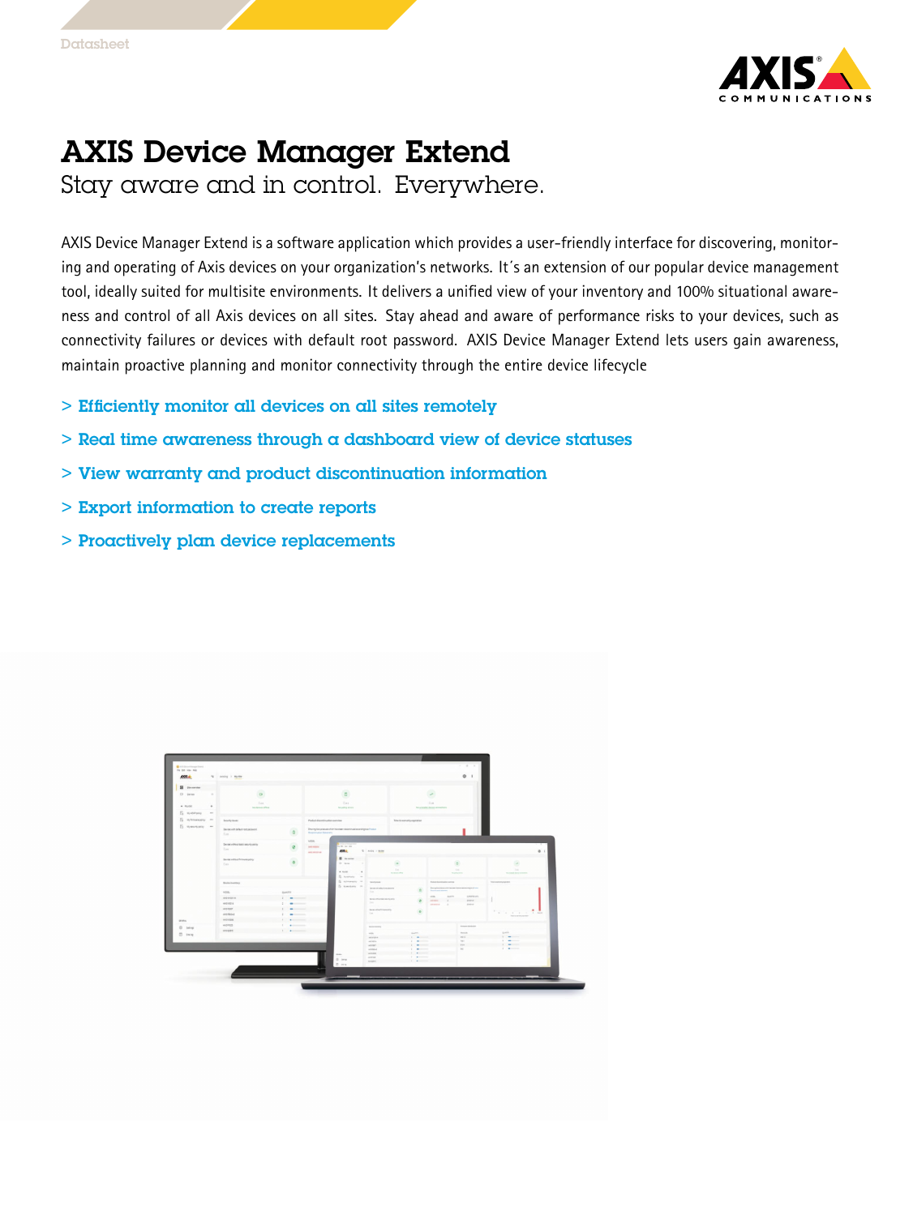# AXIS Device Manager Extend

## Stay aware and in control. Everywhere.

AXIS Device Manager Extend is a software application which provides a user-friendly interface for discovering, monitoring and operating of Axis devices on your organization's networks. It´s an extension of our popular device management tool, ideally suited for multisite environments. It delivers a unified view of your inventory and 100% situational awareness and control of all Axis devices on all sites. Stay ahead and aware of performance risks to your devices, such as connectivity failures or devices with default root password. AXIS Device Manager Extend lets users gain awareness, maintain proactive planning and monitor connectivity through the entire device lifecycle

- Efficiently monitor all devices on all sites remotely
- Real time awareness through a dashboard view of device statuses
- View warranty and product discontinuation information
- Export information to create reports
- Proactively plan device replacements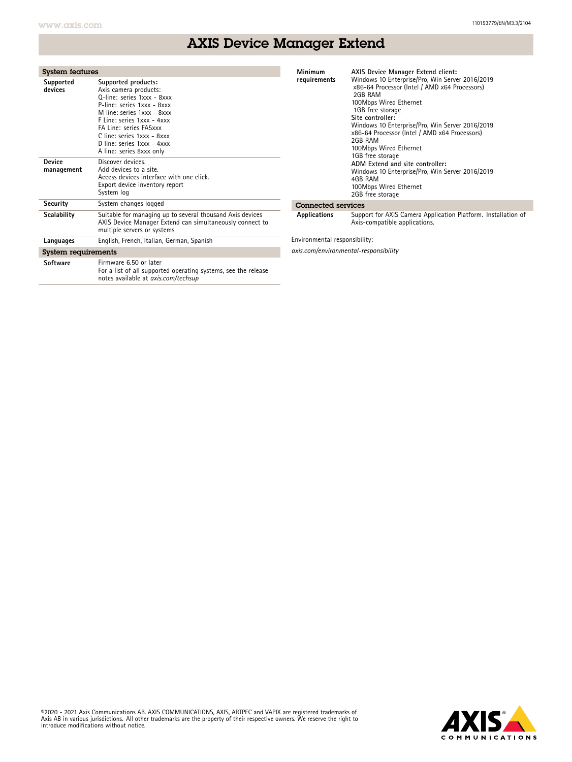# AXIS Device Manager Extend

## System features

| | |
|---|---|
| **Supported devices** | **Supported products:**<br>Axis camera products:<br>Q-line: series 1xxx - 8xxx<br>P-line: series 1xxx - 8xxx<br>M line: series 1xxx - 8xxx<br>F Line: series 1xxx - 4xxx<br>FA Line: series FA5xxx<br>C line: series 1xxx - 8xxx<br>D line: series 1xxx - 4xxx<br>A line: series 8xxx only |
| **Device management** | Discover devices.<br>Add devices to a site.<br>Access devices interface with one click.<br>Export device inventory report<br>System log |
| **Security** | System changes logged |
| **Scalability** | Suitable for managing up to several thousand Axis devices<br>AXIS Device Manager Extend can simultaneously connect to multiple servers or systems |
| **Languages** | English, French, Italian, German, Spanish |

## System requirements

| | |
|---|---|
| **Software** | Firmware 6.50 or later<br>For a list of all supported operating systems, see the release notes available at *axis.com/techsup* |
| **Minimum requirements** | **AXIS Device Manager Extend client:**<br>Windows 10 Enterprise/Pro, Win Server 2016/2019<br>x86-64 Processor (Intel / AMD x64 Processors)<br>2GB RAM<br>100Mbps Wired Ethernet<br>1GB free storage<br>**Site controller:**<br>Windows 10 Enterprise/Pro, Win Server 2016/2019<br>x86-64 Processor (Intel / AMD x64 Processors)<br>2GB RAM<br>100Mbps Wired Ethernet<br>1GB free storage<br>**ADM Extend and site controller:**<br>Windows 10 Enterprise/Pro, Win Server 2016/2019<br>4GB RAM<br>100Mbps Wired Ethernet<br>2GB free storage |

## Connected services

| | |
|---|---|
| **Applications** | Support for AXIS Camera Application Platform. Installation of Axis-compatible applications. |

Environmental responsibility:

*axis.com/environmental-responsibility*

©2020 - 2021 Axis Communications AB. AXIS COMMUNICATIONS, AXIS, ARTPEC and VAPIX are registered trademarks of Axis AB in various jurisdictions. All other trademarks are the property of their respective owners. We reserve the right to introduce modifications without notice.